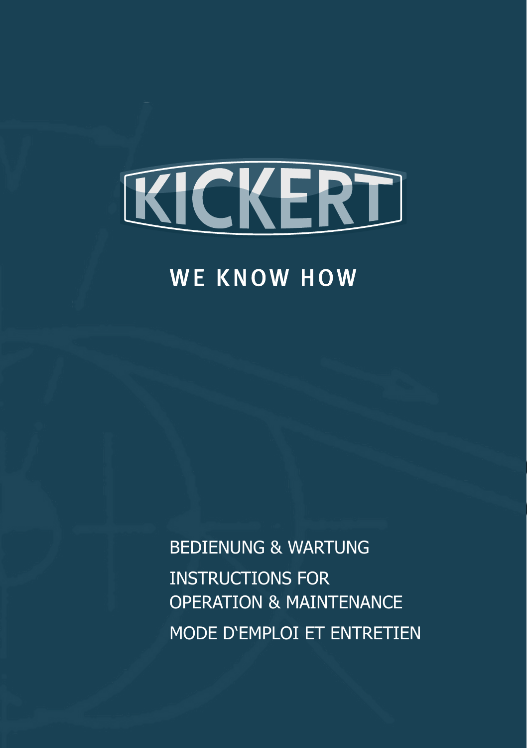# KICKERT

## WE KNOW HOW

BEDIENUNG & WARTUNG

INSTRUCTIONS FOR OPERATION & MAINTENANCE

MODE D'EMPLOI ET ENTRETIEN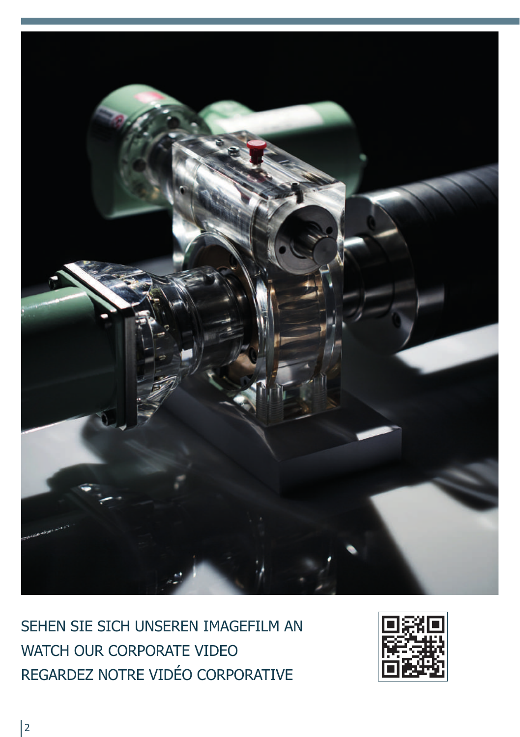SEHEN SIE SICH UNSEREN IMAGEFILM AN
WATCH OUR CORPORATE VIDEO
REGARDEZ NOTRE VIDÉO CORPORATIVE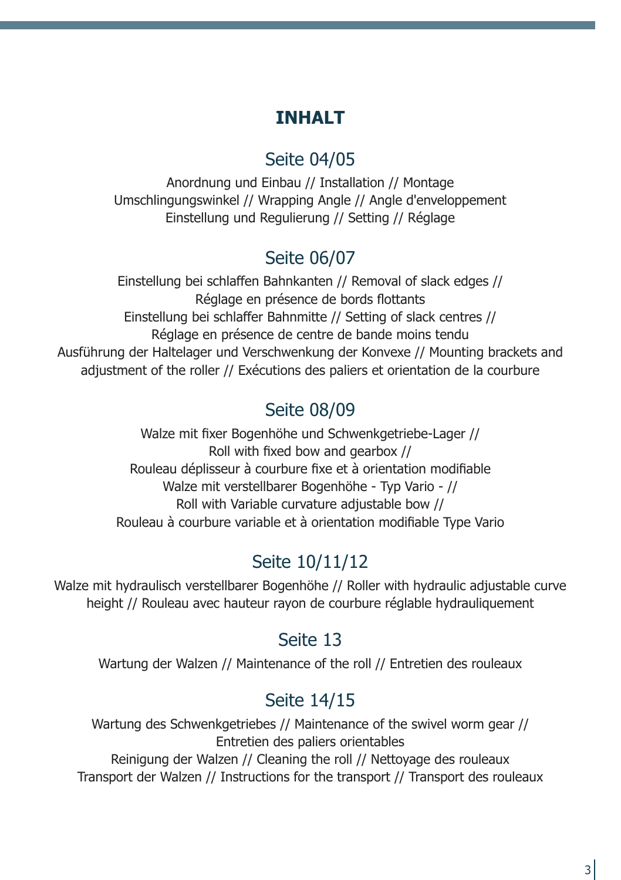# INHALT

## Seite 04/05

Anordnung und Einbau // Installation // Montage
Umschlingungswinkel // Wrapping Angle // Angle d'enveloppement
Einstellung und Regulierung // Setting // Réglage

## Seite 06/07

Einstellung bei schlaffen Bahnkanten // Removal of slack edges // Réglage en présence de bords flottants
Einstellung bei schlaffer Bahnmitte // Setting of slack centres // Réglage en présence de centre de bande moins tendu
Ausführung der Haltelager und Verschwenkung der Konvexe // Mounting brackets and adjustment of the roller // Exécutions des paliers et orientation de la courbure

## Seite 08/09

Walze mit fixer Bogenhöhe und Schwenkgetriebe-Lager // Roll with fixed bow and gearbox // Rouleau déplisseur à courbure fixe et à orientation modifiable
Walze mit verstellbarer Bogenhöhe - Typ Vario - // Roll with Variable curvature adjustable bow // Rouleau à courbure variable et à orientation modifiable Type Vario

## Seite 10/11/12

Walze mit hydraulisch verstellbarer Bogenhöhe // Roller with hydraulic adjustable curve height // Rouleau avec hauteur rayon de courbure réglable hydrauliquement

## Seite 13

Wartung der Walzen // Maintenance of the roll // Entretien des rouleaux

## Seite 14/15

Wartung des Schwenkgetriebes // Maintenance of the swivel worm gear // Entretien des paliers orientables
Reinigung der Walzen // Cleaning the roll // Nettoyage des rouleaux
Transport der Walzen // Instructions for the transport // Transport des rouleaux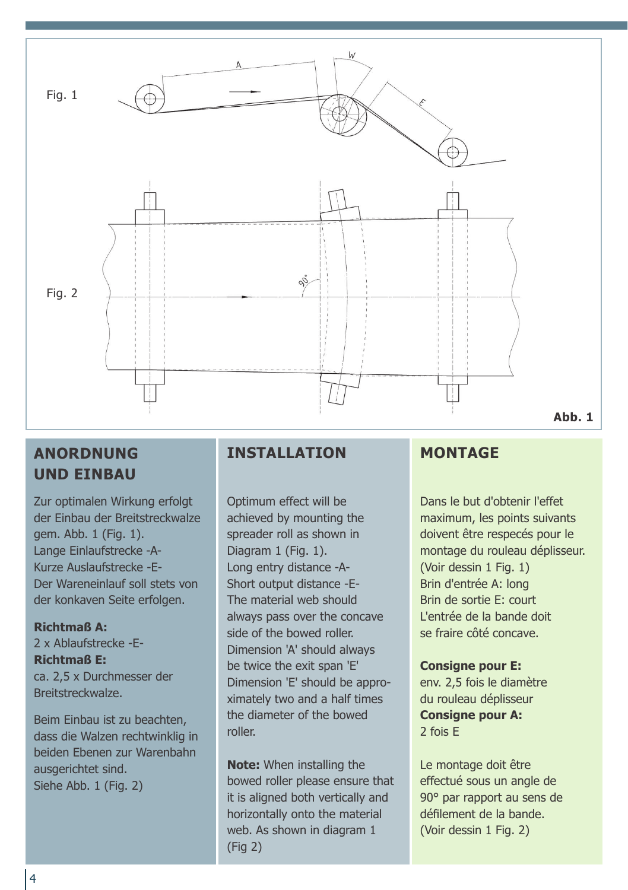Fig. 1

Fig. 2

Abb. 1

## ANORDNUNG UND EINBAU

Zur optimalen Wirkung erfolgt der Einbau der Breitstreckwalze gem. Abb. 1 (Fig. 1).
Lange Einlaufstrecke -A-
Kurze Auslaufstrecke -E-
Der Wareneinlauf soll stets von der konkaven Seite erfolgen.

**Richtmaß A:**
2 x Ablaufstrecke -E-
**Richtmaß E:**
ca. 2,5 x Durchmesser der Breitstreckwalze.

Beim Einbau ist zu beachten, dass die Walzen rechtwinklig in beiden Ebenen zur Warenbahn ausgerichtet sind.
Siehe Abb. 1 (Fig. 2)

## INSTALLATION

Optimum effect will be achieved by mounting the spreader roll as shown in Diagram 1 (Fig. 1).
Long entry distance -A-
Short output distance -E-
The material web should always pass over the concave side of the bowed roller.
Dimension 'A' should always be twice the exit span 'E'
Dimension 'E' should be approximately two and a half times the diameter of the bowed roller.

**Note:** When installing the bowed roller please ensure that it is aligned both vertically and horizontally onto the material web. As shown in diagram 1 (Fig 2)

## MONTAGE

Dans le but d'obtenir l'effet maximum, les points suivants doivent être respecés pour le montage du rouleau déplisseur.
(Voir dessin 1 Fig. 1)
Brin d'entrée A: long
Brin de sortie E: court
L'entrée de la bande doit se fraire côté concave.

**Consigne pour E:**
env. 2,5 fois le diamètre du rouleau déplisseur
**Consigne pour A:**
2 fois E

Le montage doit être effectué sous un angle de 90° par rapport au sens de défilement de la bande.
(Voir dessin 1 Fig. 2)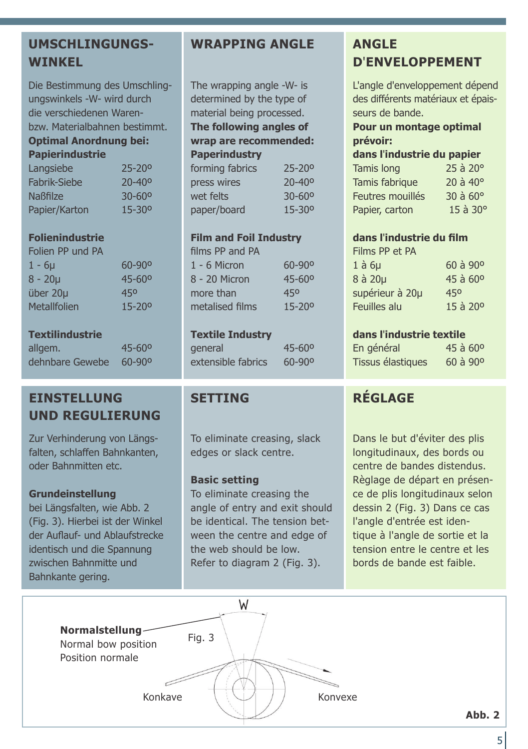## UMSCHLINGUNGS-WINKEL

Die Bestimmung des Umschlingungswinkels -W- wird durch die verschiedenen Waren- bzw. Materialbahnen bestimmt.

**Optimal Anordnung bei:**

**Papierindustrie**

| | |
|---|---|
| Langsiebe | 25-20º |
| Fabrik-Siebe | 20-40º |
| Naßfilze | 30-60º |
| Papier/Karton | 15-30º |

**Folienindustrie**

Folien PP und PA

| | |
|---|---|
| 1 - 6µ | 60-90º |
| 8 - 20µ | 45-60º |
| über 20µ | 45º |
| Metallfolien | 15-20º |

**Textilindustrie**

| | |
|---|---|
| allgem. | 45-60º |
| dehnbare Gewebe | 60-90º |

## WRAPPING ANGLE

The wrapping angle -W- is determined by the type of material being processed.

**The following angles of wrap are recommended:**

**Paperindustry**

| | |
|---|---|
| forming fabrics | 25-20º |
| press wires | 20-40º |
| wet felts | 30-60º |
| paper/board | 15-30º |

**Film and Foil Industry**

films PP and PA

| | |
|---|---|
| 1 - 6 Micron | 60-90º |
| 8 - 20 Micron | 45-60º |
| more than | 45º |
| metalised films | 15-20º |

**Textile Industry**

| | |
|---|---|
| general | 45-60º |
| extensible fabrics | 60-90º |

## ANGLE D'ENVELOPPEMENT

L'angle d'enveloppement dépend des différents matériaux et épaisseurs de bande.

**Pour un montage optimal prévoir:**

**dans l'industrie du papier**

| | |
|---|---|
| Tamis long | 25 à 20° |
| Tamis fabrique | 20 à 40° |
| Feutres mouillés | 30 à 60° |
| Papier, carton | 15 à 30° |

**dans l'industrie du film**

Films PP et PA

| | |
|---|---|
| 1 à 6µ | 60 à 90º |
| 8 à 20µ | 45 à 60º |
| supérieur à 20µ | 45º |
| Feuilles alu | 15 à 20º |

**dans l'industrie textile**

| | |
|---|---|
| En général | 45 à 60º |
| Tissus élastiques | 60 à 90º |

## EINSTELLUNG UND REGULIERUNG

Zur Verhinderung von Längsfalten, schlaffen Bahnkanten, oder Bahnmitten etc.

**Grundeinstellung**

bei Längsfalten, wie Abb. 2 (Fig. 3). Hierbei ist der Winkel der Auflauf- und Ablaufstrecke identisch und die Spannung zwischen Bahnmitte und Bahnkante gering.

## SETTING

To eliminate creasing, slack edges or slack centre.

**Basic setting**

To eliminate creasing the angle of entry and exit should be identical. The tension between the centre and edge of the web should be low. Refer to diagram 2 (Fig. 3).

## RÉGLAGE

Dans le but d'éviter des plis longitudinaux, des bords ou centre de bandes distendus. Règlage de départ en présence de plis longitudinaux selon dessin 2 (Fig. 3) Dans ce cas l'angle d'entrée est identique à l'angle de sortie et la tension entre le centre et les bords de bande est faible.

**Normalstellung**
Normal bow position
Position normale

Fig. 3

W

Konkave

Konvexe

**Abb. 2**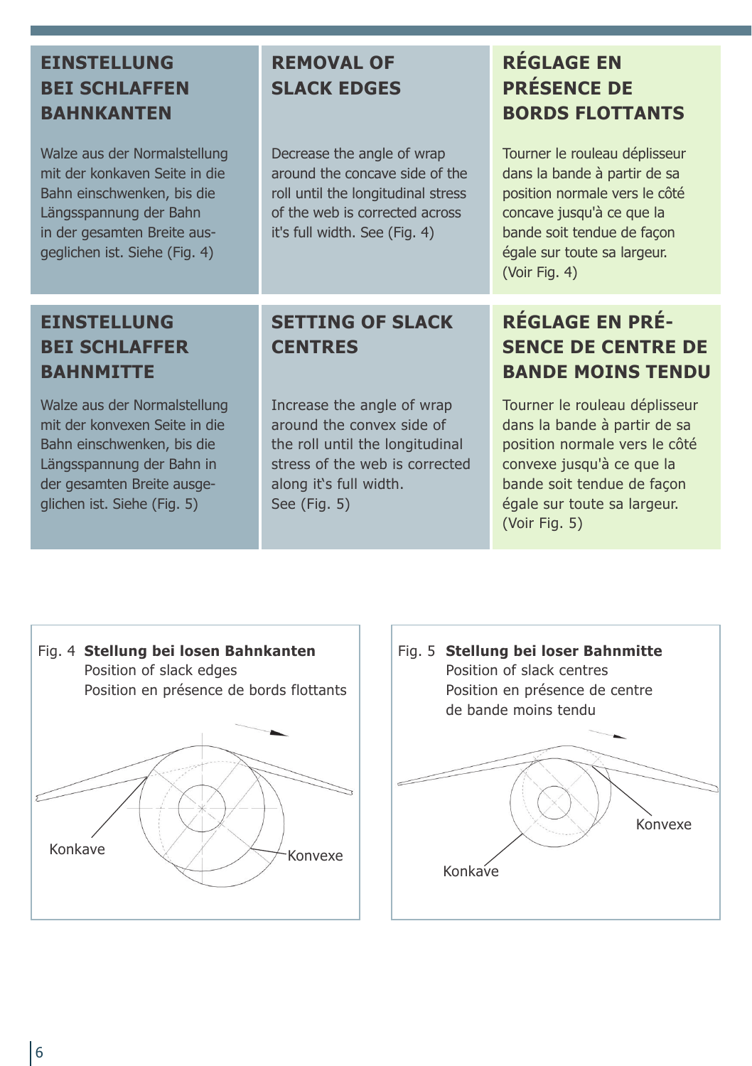## EINSTELLUNG BEI SCHLAFFEN BAHNKANTEN

Walze aus der Normalstellung mit der konkaven Seite in die Bahn einschwenken, bis die Längsspannung der Bahn in der gesamten Breite ausgeglichen ist. Siehe (Fig. 4)

## REMOVAL OF SLACK EDGES

Decrease the angle of wrap around the concave side of the roll until the longitudinal stress of the web is corrected across it's full width. See (Fig. 4)

## RÉGLAGE EN PRÉSENCE DE BORDS FLOTTANTS

Tourner le rouleau déplisseur dans la bande à partir de sa position normale vers le côté concave jusqu'à ce que la bande soit tendue de façon égale sur toute sa largeur. (Voir Fig. 4)

## EINSTELLUNG BEI SCHLAFFER BAHNMITTE

Walze aus der Normalstellung mit der konvexen Seite in die Bahn einschwenken, bis die Längsspannung der Bahn in der gesamten Breite ausgeglichen ist. Siehe (Fig. 5)

## SETTING OF SLACK CENTRES

Increase the angle of wrap around the convex side of the roll until the longitudinal stress of the web is corrected along it's full width. See (Fig. 5)

## RÉGLAGE EN PRÉSENCE DE CENTRE DE BANDE MOINS TENDU

Tourner le rouleau déplisseur dans la bande à partir de sa position normale vers le côté convexe jusqu'à ce que la bande soit tendue de façon égale sur toute sa largeur. (Voir Fig. 5)

Fig. 4 **Stellung bei losen Bahnkanten**
Position of slack edges
Position en présence de bords flottants

Konkave
Konvexe

Fig. 5 **Stellung bei loser Bahnmitte**
Position of slack centres
Position en présence de centre de bande moins tendu

Konvexe
Konkave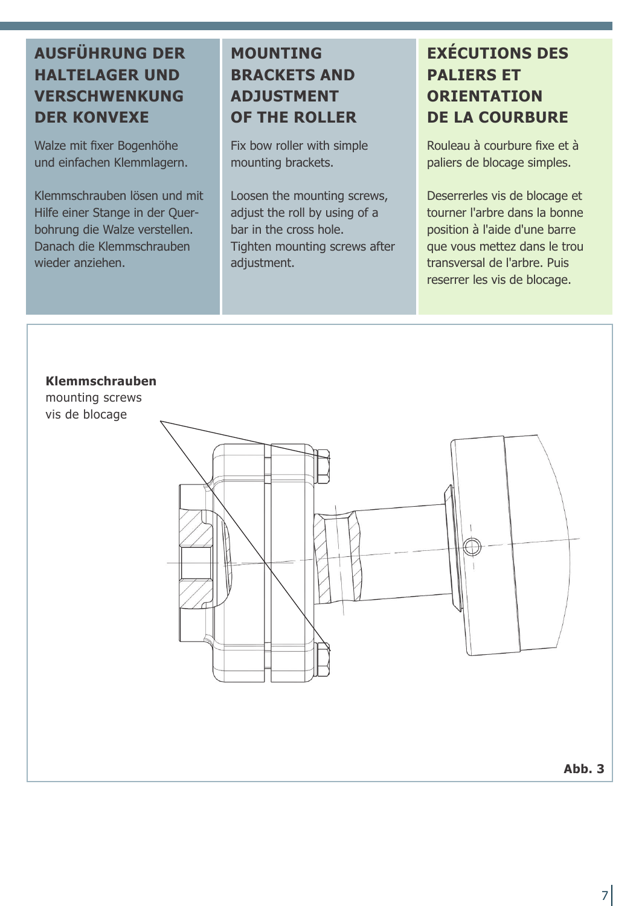## AUSFÜHRUNG DER HALTELAGER UND VERSCHWENKUNG DER KONVEXE

Walze mit fixer Bogenhöhe und einfachen Klemmlagern.

Klemmschrauben lösen und mit Hilfe einer Stange in der Querbohrung die Walze verstellen. Danach die Klemmschrauben wieder anziehen.

## MOUNTING BRACKETS AND ADJUSTMENT OF THE ROLLER

Fix bow roller with simple mounting brackets.

Loosen the mounting screws, adjust the roll by using of a bar in the cross hole.
Tighten mounting screws after adjustment.

## EXÉCUTIONS DES PALIERS ET ORIENTATION DE LA COURBURE

Rouleau à courbure fixe et à paliers de blocage simples.

Deserrerles vis de blocage et tourner l'arbre dans la bonne position à l'aide d'une barre que vous mettez dans le trou transversal de l'arbre. Puis reserrer les vis de blocage.

**Klemmschrauben**
mounting screws
vis de blocage

**Abb. 3**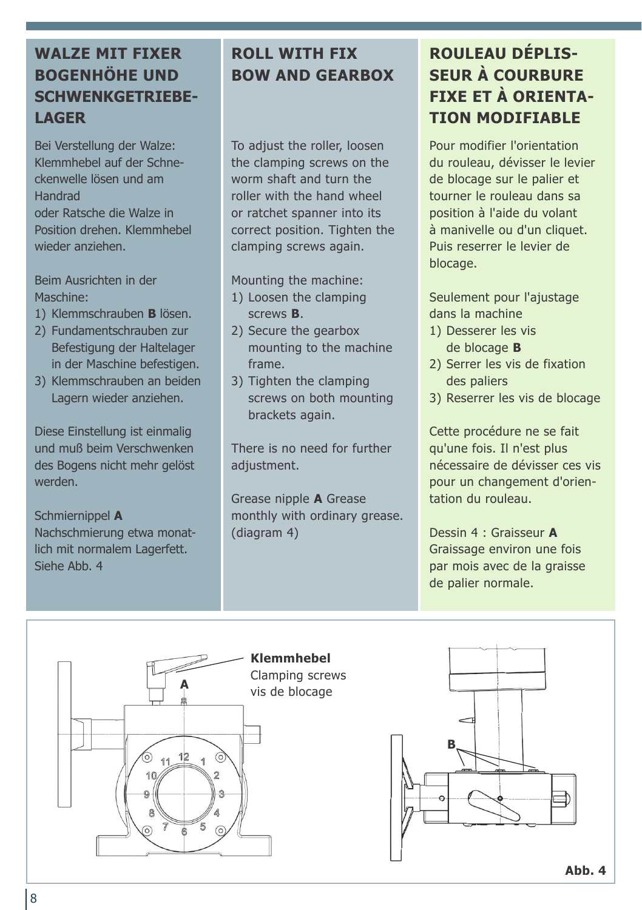## WALZE MIT FIXER BOGENHÖHE UND SCHWENKGETRIEBE-LAGER

Bei Verstellung der Walze: Klemmhebel auf der Schneckenwelle lösen und am Handrad oder Ratsche die Walze in Position drehen. Klemmhebel wieder anziehen.

Beim Ausrichten in der Maschine:

1) Klemmschrauben **B** lösen.
2) Fundamentschrauben zur Befestigung der Haltelager in der Maschine befestigen.
3) Klemmschrauben an beiden Lagern wieder anziehen.

Diese Einstellung ist einmalig und muß beim Verschwenken des Bogens nicht mehr gelöst werden.

Schmiernippel **A**
Nachschmierung etwa monatlich mit normalem Lagerfett.
Siehe Abb. 4

## ROLL WITH FIX BOW AND GEARBOX

To adjust the roller, loosen the clamping screws on the worm shaft and turn the roller with the hand wheel or ratchet spanner into its correct position. Tighten the clamping screws again.

Mounting the machine:

1) Loosen the clamping screws **B**.
2) Secure the gearbox mounting to the machine frame.
3) Tighten the clamping screws on both mounting brackets again.

There is no need for further adjustment.

Grease nipple **A** Grease monthly with ordinary grease. (diagram 4)

## ROULEAU DÉPLISSEUR À COURBURE FIXE ET À ORIENTATION MODIFIABLE

Pour modifier l'orientation du rouleau, dévisser le levier de blocage sur le palier et tourner le rouleau dans sa position à l'aide du volant à manivelle ou d'un cliquet. Puis reserrer le levier de blocage.

Seulement pour l'ajustage dans la machine

1) Desserer les vis de blocage **B**
2) Serrer les vis de fixation des paliers
3) Reserrer les vis de blocage

Cette procédure ne se fait qu'une fois. Il n'est plus nécessaire de dévisser ces vis pour un changement d'orientation du rouleau.

Dessin 4 : Graisseur **A**
Graissage environ une fois par mois avec de la graisse de palier normale.

**Klemmhebel**
Clamping screws
vis de blocage

A

B

**Abb. 4**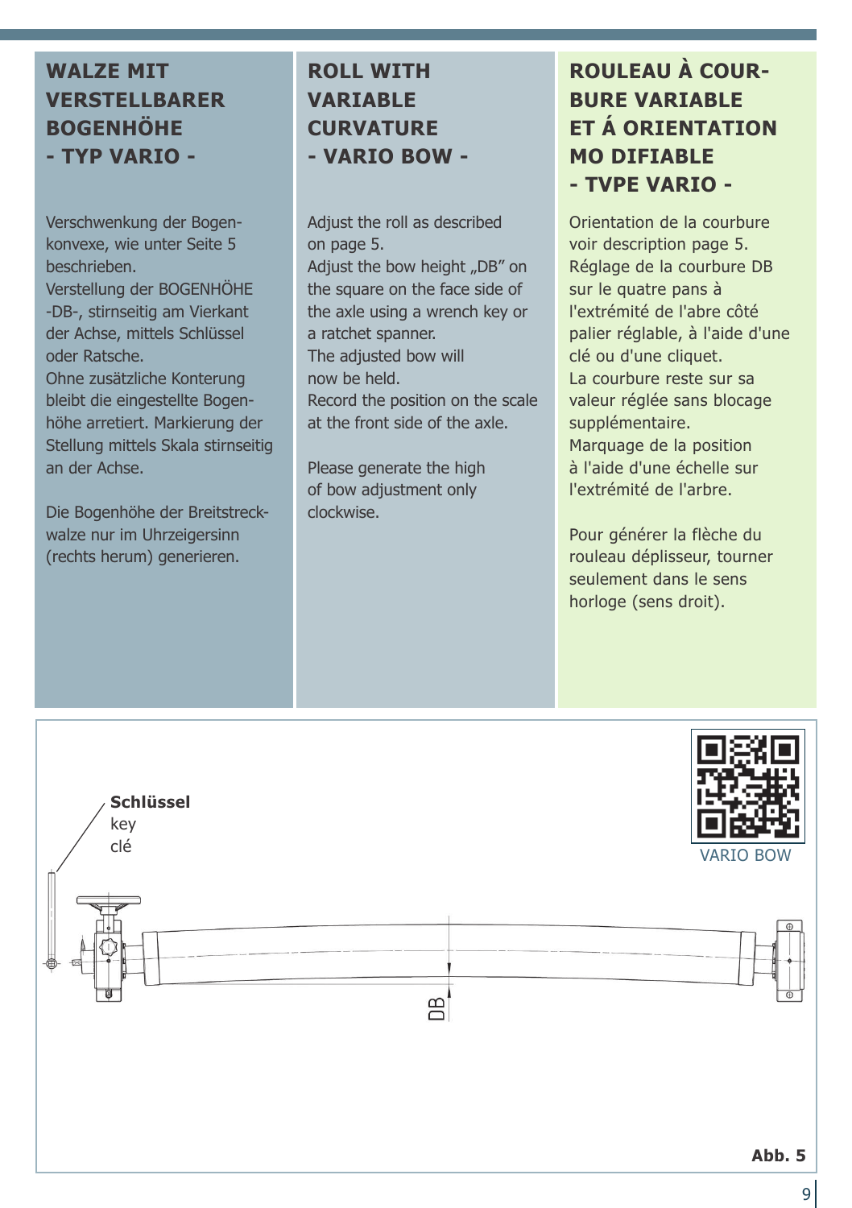## WALZE MIT VERSTELLBARER BOGENHÖHE - TYP VARIO -

Verschwenkung der Bogen-konvexe, wie unter Seite 5 beschrieben.
Verstellung der BOGENHÖHE -DB-, stirnseitig am Vierkant der Achse, mittels Schlüssel oder Ratsche.
Ohne zusätzliche Konterung bleibt die eingestellte Bogen-höhe arretiert. Markierung der Stellung mittels Skala stirnseitig an der Achse.

Die Bogenhöhe der Breitstreck-walze nur im Uhrzeigersinn (rechts herum) generieren.

## ROLL WITH VARIABLE CURVATURE - VARIO BOW -

Adjust the roll as described on page 5.
Adjust the bow height „DB" on the square on the face side of the axle using a wrench key or a ratchet spanner.
The adjusted bow will now be held.
Record the position on the scale at the front side of the axle.

Please generate the high of bow adjustment only clockwise.

## ROULEAU À COURBURE VARIABLE ET Á ORIENTATION MO DIFIABLE - TVPE VARIO -

Orientation de la courbure voir description page 5.
Réglage de la courbure DB sur le quatre pans à l'extrémité de l'abre côté palier réglable, à l'aide d'une clé ou d'une cliquet.
La courbure reste sur sa valeur réglée sans blocage supplémentaire.
Marquage de la position à l'aide d'une échelle sur l'extrémité de l'arbre.

Pour générer la flèche du rouleau déplisseur, tourner seulement dans le sens horloge (sens droit).

**Schlüssel**
key
clé

DB

VARIO BOW

**Abb. 5**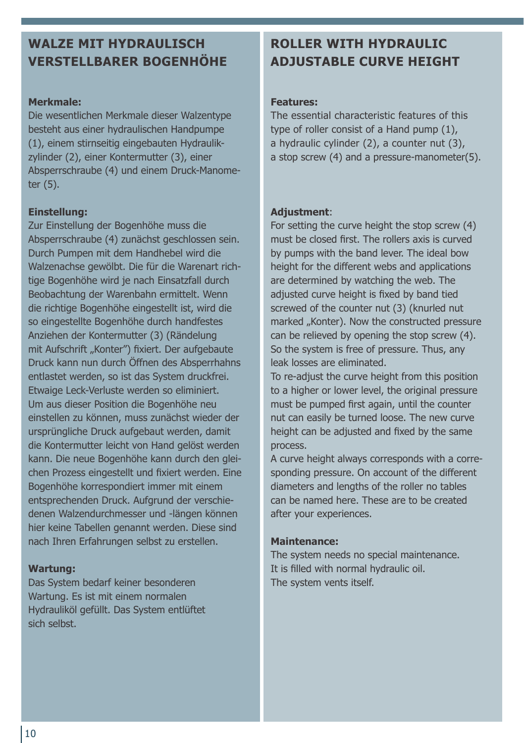## WALZE MIT HYDRAULISCH VERSTELLBARER BOGENHÖHE

**Merkmale:**
Die wesentlichen Merkmale dieser Walzentype besteht aus einer hydraulischen Handpumpe (1), einem stirnseitig eingebauten Hydraulikzylinder (2), einer Kontermutter (3), einer Absperrschraube (4) und einem Druck-Manometer (5).

**Einstellung:**
Zur Einstellung der Bogenhöhe muss die Absperrschraube (4) zunächst geschlossen sein. Durch Pumpen mit dem Handhebel wird die Walzenachse gewölbt. Die für die Warenart richtige Bogenhöhe wird je nach Einsatzfall durch Beobachtung der Warenbahn ermittelt. Wenn die richtige Bogenhöhe eingestellt ist, wird die so eingestellte Bogenhöhe durch handfestes Anziehen der Kontermutter (3) (Rändelung mit Aufschrift „Konter") fixiert. Der aufgebaute Druck kann nun durch Öffnen des Absperrhahns entlastet werden, so ist das System druckfrei. Etwaige Leck-Verluste werden so eliminiert. Um aus dieser Position die Bogenhöhe neu einstellen zu können, muss zunächst wieder der ursprüngliche Druck aufgebaut werden, damit die Kontermutter leicht von Hand gelöst werden kann. Die neue Bogenhöhe kann durch den gleichen Prozess eingestellt und fixiert werden. Eine Bogenhöhe korrespondiert immer mit einem entsprechenden Druck. Aufgrund der verschiedenen Walzendurchmesser und -längen können hier keine Tabellen genannt werden. Diese sind nach Ihren Erfahrungen selbst zu erstellen.

**Wartung:**
Das System bedarf keiner besonderen Wartung. Es ist mit einem normalen Hydrauliköl gefüllt. Das System entlüftet sich selbst.

## ROLLER WITH HYDRAULIC ADJUSTABLE CURVE HEIGHT

**Features:**
The essential characteristic features of this type of roller consist of a Hand pump (1), a hydraulic cylinder (2), a counter nut (3), a stop screw (4) and a pressure-manometer(5).

**Adjustment**:
For setting the curve height the stop screw (4) must be closed first. The rollers axis is curved by pumps with the band lever. The ideal bow height for the different webs and applications are determined by watching the web. The adjusted curve height is fixed by band tied screwed of the counter nut (3) (knurled nut marked „Konter). Now the constructed pressure can be relieved by opening the stop screw (4). So the system is free of pressure. Thus, any leak losses are eliminated.
To re-adjust the curve height from this position to a higher or lower level, the original pressure must be pumped first again, until the counter nut can easily be turned loose. The new curve height can be adjusted and fixed by the same process.
A curve height always corresponds with a corresponding pressure. On account of the different diameters and lengths of the roller no tables can be named here. These are to be created after your experiences.

**Maintenance:**
The system needs no special maintenance.
It is filled with normal hydraulic oil.
The system vents itself.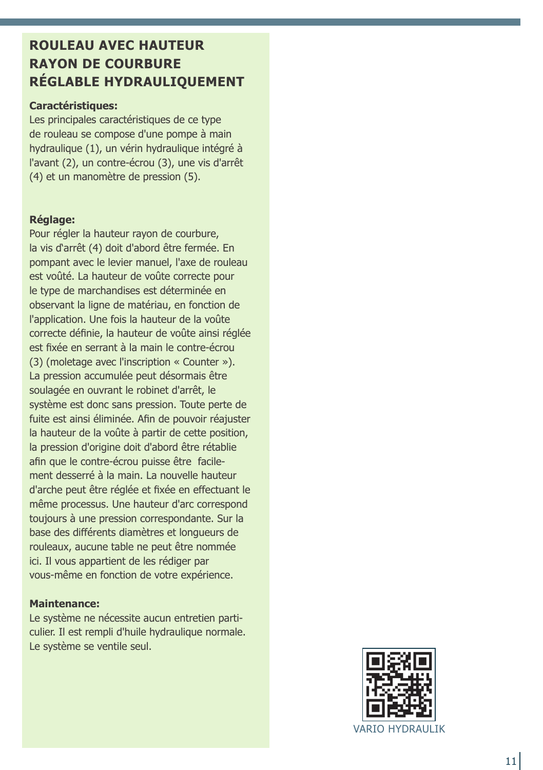## ROULEAU AVEC HAUTEUR RAYON DE COURBURE RÉGLABLE HYDRAULIQUEMENT

**Caractéristiques:**
Les principales caractéristiques de ce type de rouleau se compose d'une pompe à main hydraulique (1), un vérin hydraulique intégré à l'avant (2), un contre-écrou (3), une vis d'arrêt (4) et un manomètre de pression (5).

**Réglage:**
Pour régler la hauteur rayon de courbure, la vis d'arrêt (4) doit d'abord être fermée. En pompant avec le levier manuel, l'axe de rouleau est voûté. La hauteur de voûte correcte pour le type de marchandises est déterminée en observant la ligne de matériau, en fonction de l'application. Une fois la hauteur de la voûte correcte définie, la hauteur de voûte ainsi réglée est fixée en serrant à la main le contre-écrou (3) (moletage avec l'inscription « Counter »). La pression accumulée peut désormais être soulagée en ouvrant le robinet d'arrêt, le système est donc sans pression. Toute perte de fuite est ainsi éliminée. Afin de pouvoir réajuster la hauteur de la voûte à partir de cette position, la pression d'origine doit d'abord être rétablie afin que le contre-écrou puisse être facilement desserré à la main. La nouvelle hauteur d'arche peut être réglée et fixée en effectuant le même processus. Une hauteur d'arc correspond toujours à une pression correspondante. Sur la base des différents diamètres et longueurs de rouleaux, aucune table ne peut être nommée ici. Il vous appartient de les rédiger par vous-même en fonction de votre expérience.

**Maintenance:**
Le système ne nécessite aucun entretien particulier. Il est rempli d'huile hydraulique normale. Le système se ventile seul.

VARIO HYDRAULIK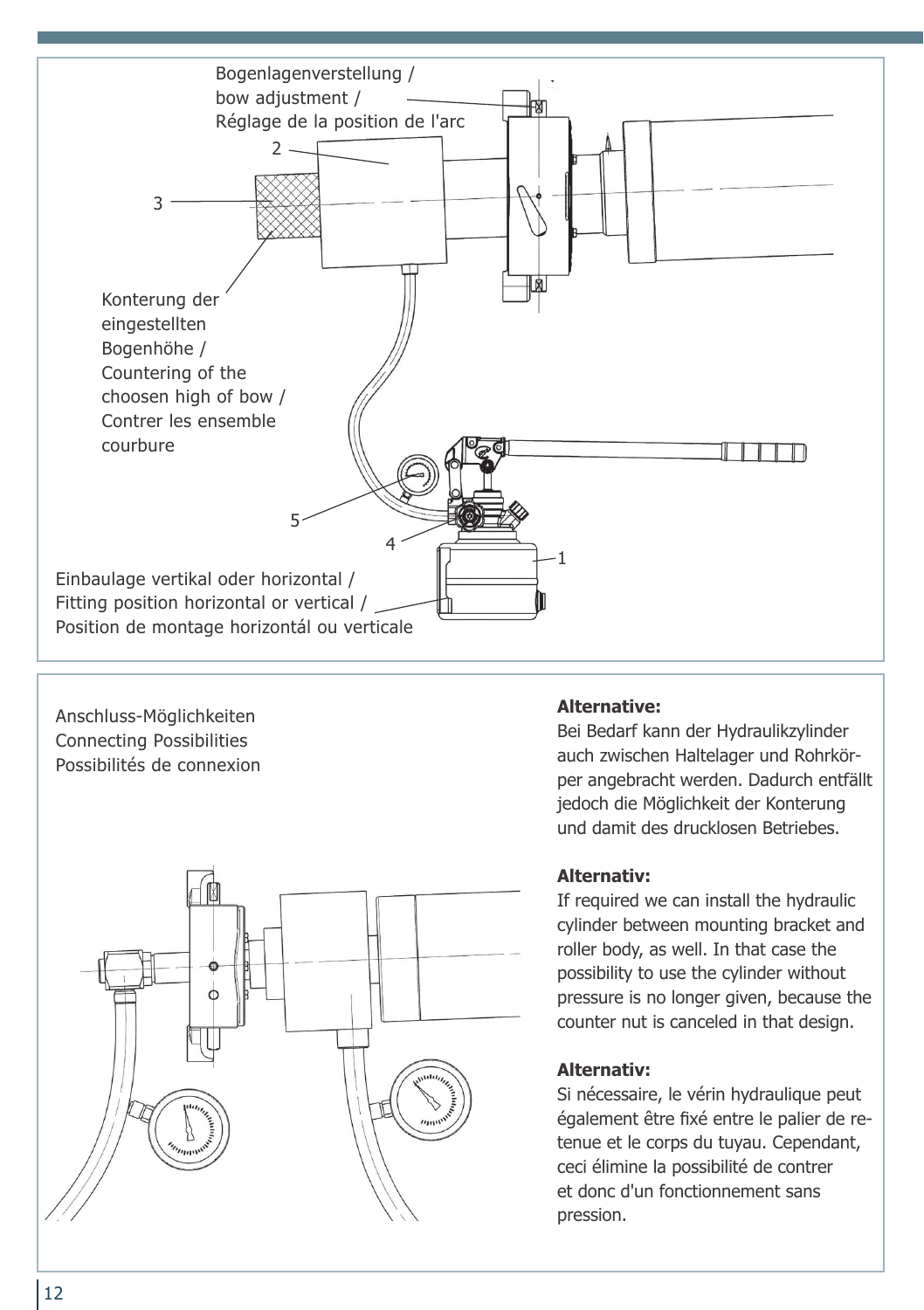Bogenlagenverstellung /
bow adjustment /
Réglage de la position de l'arc

2

3

Konterung der eingestellten Bogenhöhe /
Countering of the choosen high of bow /
Contrer les ensemble courbure

5

4

1

Einbaulage vertikal oder horizontal /
Fitting position horizontal or vertical /
Position de montage horizontál ou verticale

Anschluss-Möglichkeiten
Connecting Possibilities
Possibilités de connexion

**Alternative:**
Bei Bedarf kann der Hydraulikzylinder auch zwischen Haltelager und Rohrkörper angebracht werden. Dadurch entfällt jedoch die Möglichkeit der Konterung und damit des drucklosen Betriebes.

**Alternativ:**
If required we can install the hydraulic cylinder between mounting bracket and roller body, as well. In that case the possibility to use the cylinder without pressure is no longer given, because the counter nut is canceled in that design.

**Alternativ:**
Si nécessaire, le vérin hydraulique peut également être fixé entre le palier de retenue et le corps du tuyau. Cependant, ceci élimine la possibilité de contrer et donc d'un fonctionnement sans pression.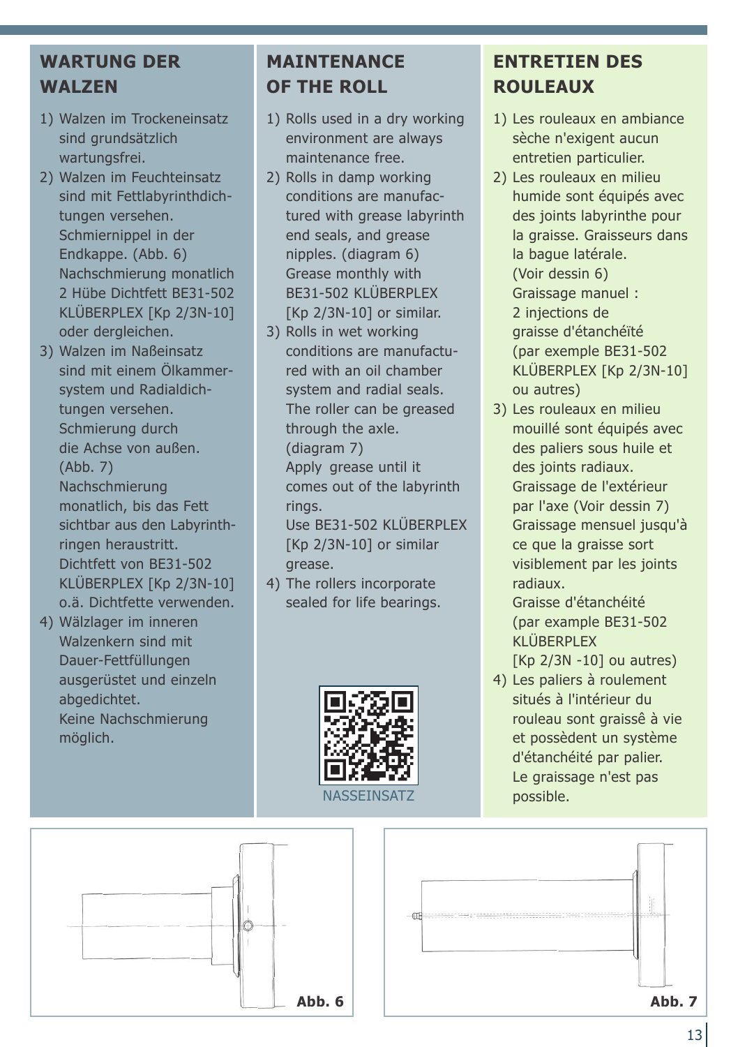## WARTUNG DER WALZEN

1) Walzen im Trockeneinsatz sind grundsätzlich wartungsfrei.
2) Walzen im Feuchteinsatz sind mit Fettlabyrinthdichtungen versehen. Schmiernippel in der Endkappe. (Abb. 6) Nachschmierung monatlich 2 Hübe Dichtfett BE31-502 KLÜBERPLEX [Kp 2/3N-10] oder dergleichen.
3) Walzen im Naßeinsatz sind mit einem Ölkammersystem und Radialdichtungen versehen. Schmierung durch die Achse von außen. (Abb. 7) Nachschmierung monatlich, bis das Fett sichtbar aus den Labyrinthringen heraustritt. Dichtfett von BE31-502 KLÜBERPLEX [Kp 2/3N-10] o.ä. Dichtfette verwenden.
4) Wälzlager im inneren Walzenkern sind mit Dauer-Fettfüllungen ausgerüstet und einzeln abgedichtet. Keine Nachschmierung möglich.

## MAINTENANCE OF THE ROLL

1) Rolls used in a dry working environment are always maintenance free.
2) Rolls in damp working conditions are manufactured with grease labyrinth end seals, and grease nipples. (diagram 6) Grease monthly with BE31-502 KLÜBERPLEX [Kp 2/3N-10] or similar.
3) Rolls in wet working conditions are manufactured with an oil chamber system and radial seals. The roller can be greased through the axle. (diagram 7) Apply grease until it comes out of the labyrinth rings. Use BE31-502 KLÜBERPLEX [Kp 2/3N-10] or similar grease.
4) The rollers incorporate sealed for life bearings.

NASSEINSATZ

## ENTRETIEN DES ROULEAUX

1) Les rouleaux en ambiance sèche n'exigent aucun entretien particulier.
2) Les rouleaux en milieu humide sont équipés avec des joints labyrinthe pour la graisse. Graisseurs dans la bague latérale. (Voir dessin 6) Graissage manuel : 2 injections de graisse d'étanchéïté (par exemple BE31-502 KLÜBERPLEX [Kp 2/3N-10] ou autres)
3) Les rouleaux en milieu mouillé sont équipés avec des paliers sous huile et des joints radiaux. Graissage de l'extérieur par l'axe (Voir dessin 7) Graissage mensuel jusqu'à ce que la graisse sort visiblement par les joints radiaux. Graisse d'étanchéité (par example BE31-502 KLÜBERPLEX [Kp 2/3N -10] ou autres)
4) Les paliers à roulement situés à l'intérieur du rouleau sont graissê à vie et possèdent un système d'étanchéité par palier. Le graissage n'est pas possible.

Abb. 6

Abb. 7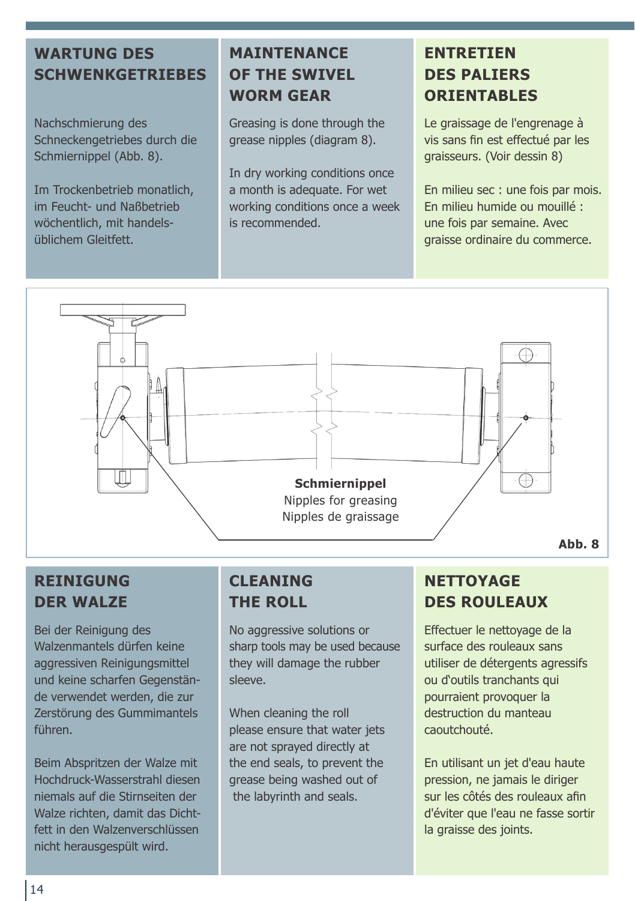## WARTUNG DES SCHWENKGETRIEBES

Nachschmierung des Schneckengetriebes durch die Schmiernippel (Abb. 8).

Im Trockenbetrieb monatlich, im Feucht- und Naßbetrieb wöchentlich, mit handelsüblichem Gleitfett.

## MAINTENANCE OF THE SWIVEL WORM GEAR

Greasing is done through the grease nipples (diagram 8).

In dry working conditions once a month is adequate. For wet working conditions once a week is recommended.

## ENTRETIEN DES PALIERS ORIENTABLES

Le graissage de l'engrenage à vis sans fin est effectué par les graisseurs. (Voir dessin 8)

En milieu sec : une fois par mois. En milieu humide ou mouillé : une fois par semaine. Avec graisse ordinaire du commerce.

**Schmiernippel**
Nipples for greasing
Nipples de graissage

**Abb. 8**

## REINIGUNG DER WALZE

Bei der Reinigung des Walzenmantels dürfen keine aggressiven Reinigungsmittel und keine scharfen Gegenstände verwendet werden, die zur Zerstörung des Gummimantels führen.

Beim Abspritzen der Walze mit Hochdruck-Wasserstrahl diesen niemals auf die Stirnseiten der Walze richten, damit das Dichtfett in den Walzenverschlüssen nicht herausgespült wird.

## CLEANING THE ROLL

No aggressive solutions or sharp tools may be used because they will damage the rubber sleeve.

When cleaning the roll please ensure that water jets are not sprayed directly at the end seals, to prevent the grease being washed out of the labyrinth and seals.

## NETTOYAGE DES ROULEAUX

Effectuer le nettoyage de la surface des rouleaux sans utiliser de détergents agressifs ou d'outils tranchants qui pourraient provoquer la destruction du manteau caoutchouté.

En utilisant un jet d'eau haute pression, ne jamais le diriger sur les côtés des rouleaux afin d'éviter que l'eau ne fasse sortir la graisse des joints.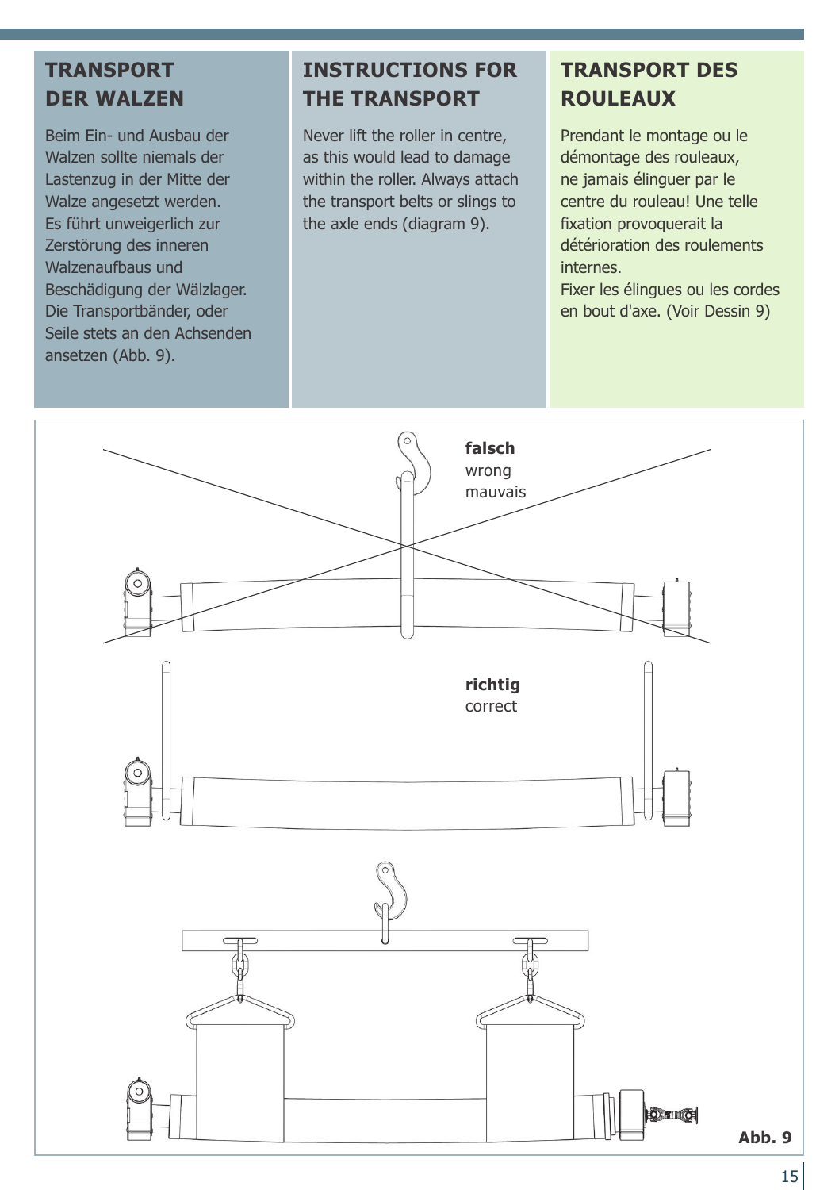## TRANSPORT DER WALZEN

Beim Ein- und Ausbau der Walzen sollte niemals der Lastenzug in der Mitte der Walze angesetzt werden. Es führt unweigerlich zur Zerstörung des inneren Walzenaufbaus und Beschädigung der Wälzlager. Die Transportbänder, oder Seile stets an den Achsenden ansetzen (Abb. 9).

## INSTRUCTIONS FOR THE TRANSPORT

Never lift the roller in centre, as this would lead to damage within the roller. Always attach the transport belts or slings to the axle ends (diagram 9).

## TRANSPORT DES ROULEAUX

Prendant le montage ou le démontage des rouleaux, ne jamais élinguer par le centre du rouleau! Une telle fixation provoquerait la détérioration des roulements internes.
Fixer les élingues ou les cordes en bout d'axe. (Voir Dessin 9)

**falsch**
wrong
mauvais

**richtig**
correct

**Abb. 9**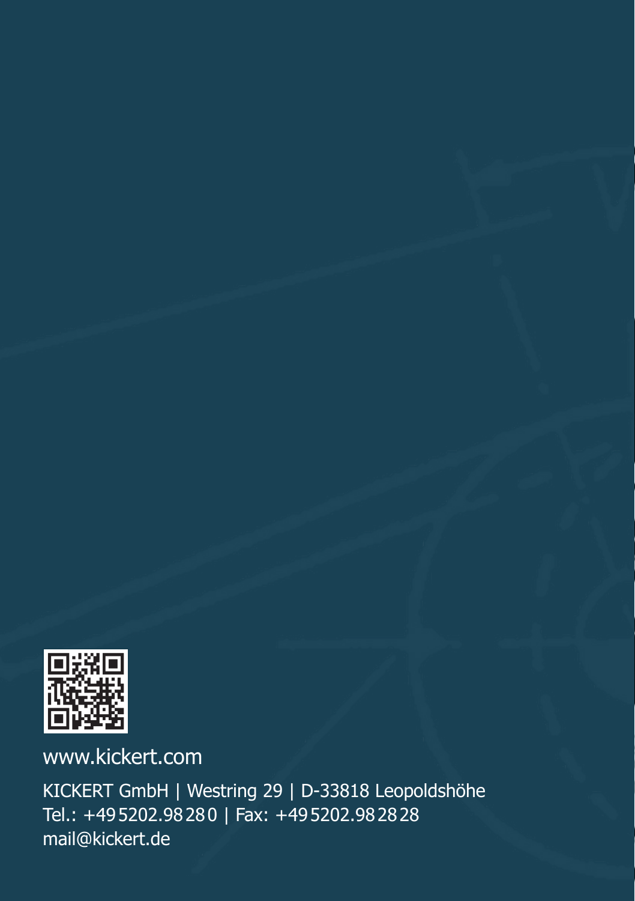www.kickert.com

KICKERT GmbH | Westring 29 | D-33818 Leopoldshöhe
Tel.: +49 5202.98 280 | Fax: +49 5202.98 28 28
mail@kickert.de